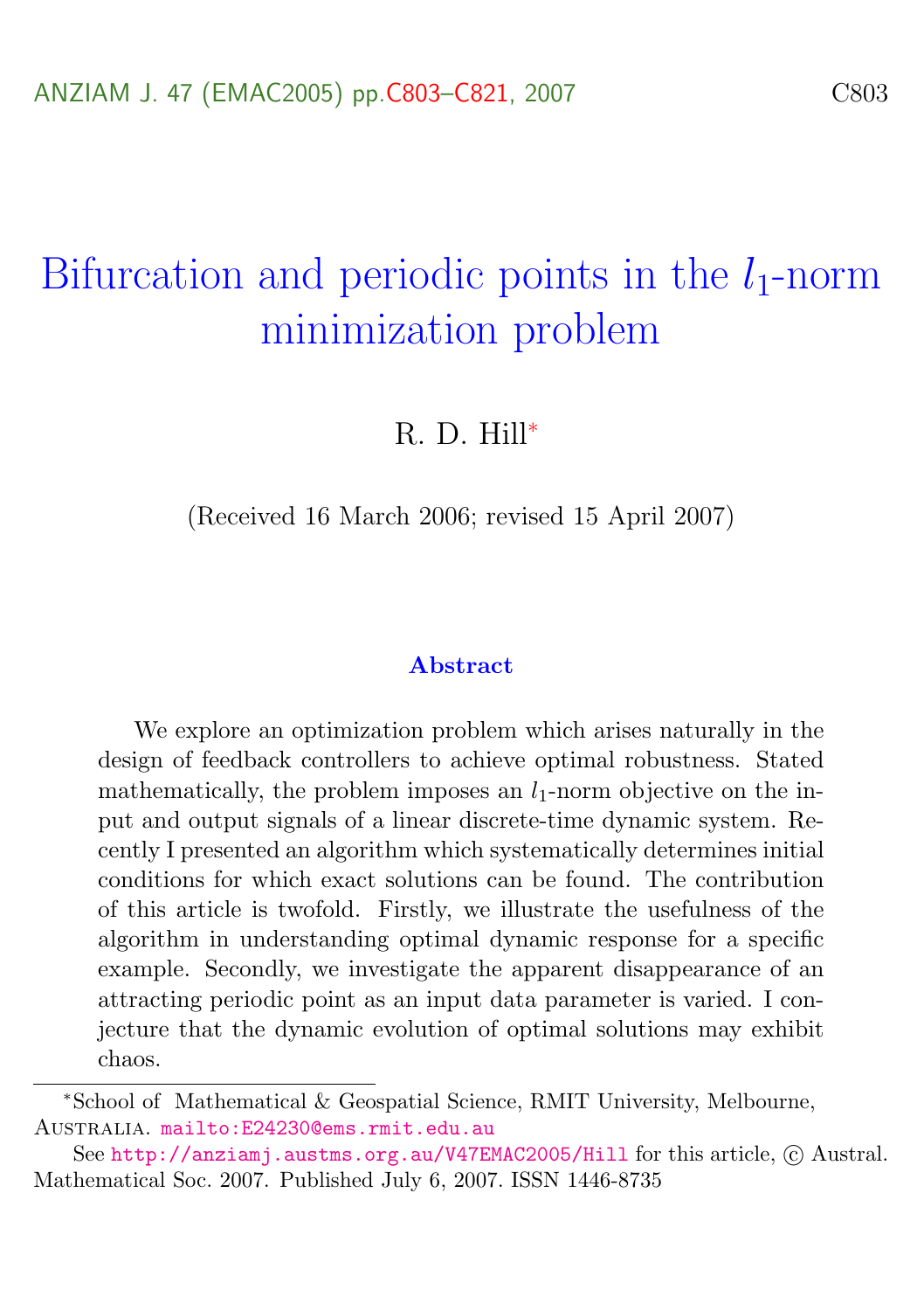# Bifurcation and periodic points in the $l_1$-norm minimization problem

R. D. Hill[*]

(Received 16 March 2006; revised 15 April 2007)

## Abstract

We explore an optimization problem which arises naturally in the design of feedback controllers to achieve optimal robustness. Stated mathematically, the problem imposes an $l_1$-norm objective on the input and output signals of a linear discrete-time dynamic system. Recently I presented an algorithm which systematically determines initial conditions for which exact solutions can be found. The contribution of this article is twofold. Firstly, we illustrate the usefulness of the algorithm in understanding optimal dynamic response for a specific example. Secondly, we investigate the apparent disappearance of an attracting periodic point as an input data parameter is varied. I conjecture that the dynamic evolution of optimal solutions may exhibit chaos.

---

[*] School of Mathematical & Geospatial Science, RMIT University, Melbourne, Australia. mailto:E24230@ems.rmit.edu.au

See http://anziamj.austms.org.au/V47EMAC2005/Hill for this article, © Austral. Mathematical Soc. 2007. Published July 6, 2007. ISSN 1446-8735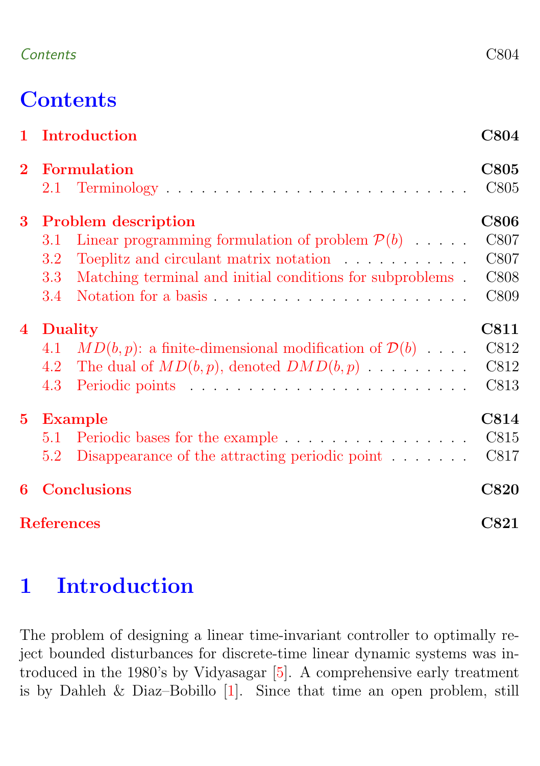# Contents

1 Introduction C804

2 Formulation C805
  2.1 Terminology C805

3 Problem description C806
  3.1 Linear programming formulation of problem $\mathcal{P}(b)$ C807
  3.2 Toeplitz and circulant matrix notation C807
  3.3 Matching terminal and initial conditions for subproblems C808
  3.4 Notation for a basis C809

4 Duality C811
  4.1 $MD(b,p)$: a finite-dimensional modification of $\mathcal{D}(b)$ C812
  4.2 The dual of $MD(b,p)$, denoted $DMD(b,p)$ C812
  4.3 Periodic points C813

5 Example C814
  5.1 Periodic bases for the example C815
  5.2 Disappearance of the attracting periodic point C817

6 Conclusions C820

References C821

# 1 Introduction

The problem of designing a linear time-invariant controller to optimally reject bounded disturbances for discrete-time linear dynamic systems was introduced in the 1980's by Vidyasagar [5]. A comprehensive early treatment is by Dahleh & Diaz–Bobillo [1]. Since that time an open problem, still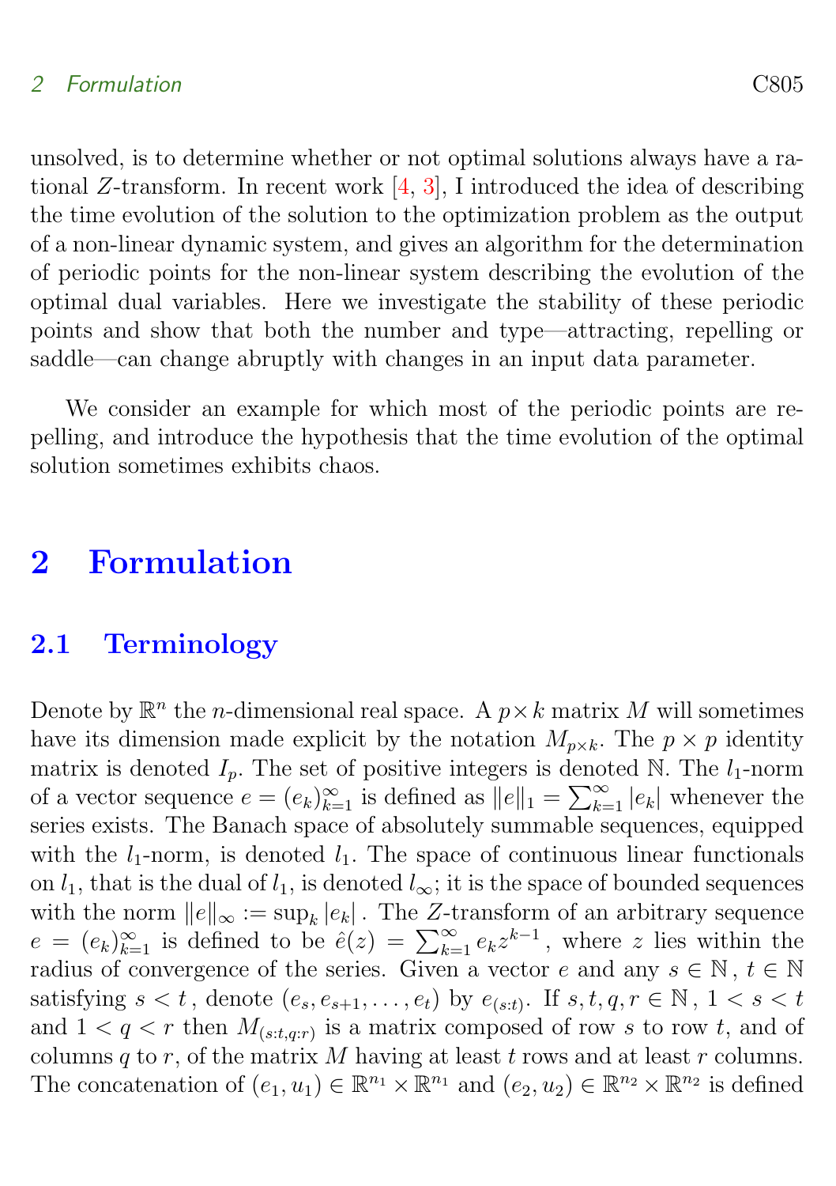unsolved, is to determine whether or not optimal solutions always have a rational $Z$-transform. In recent work [4, 3], I introduced the idea of describing the time evolution of the solution to the optimization problem as the output of a non-linear dynamic system, and gives an algorithm for the determination of periodic points for the non-linear system describing the evolution of the optimal dual variables. Here we investigate the stability of these periodic points and show that both the number and type—attracting, repelling or saddle—can change abruptly with changes in an input data parameter.

We consider an example for which most of the periodic points are repelling, and introduce the hypothesis that the time evolution of the optimal solution sometimes exhibits chaos.

# 2 Formulation

## 2.1 Terminology

Denote by $\mathbb{R}^n$ the $n$-dimensional real space. A $p \times k$ matrix $M$ will sometimes have its dimension made explicit by the notation $M_{p\times k}$. The $p \times p$ identity matrix is denoted $I_p$. The set of positive integers is denoted $\mathbb{N}$. The $l_1$-norm of a vector sequence $e = (e_k)_{k=1}^{\infty}$ is defined as $\|e\|_1 = \sum_{k=1}^{\infty} |e_k|$ whenever the series exists. The Banach space of absolutely summable sequences, equipped with the $l_1$-norm, is denoted $l_1$. The space of continuous linear functionals on $l_1$, that is the dual of $l_1$, is denoted $l_\infty$; it is the space of bounded sequences with the norm $\|e\|_\infty := \sup_k |e_k|$. The $Z$-transform of an arbitrary sequence $e = (e_k)_{k=1}^{\infty}$ is defined to be $\hat{e}(z) = \sum_{k=1}^{\infty} e_k z^{k-1}$, where $z$ lies within the radius of convergence of the series. Given a vector $e$ and any $s \in \mathbb{N}$, $t \in \mathbb{N}$ satisfying $s < t$, denote $(e_s, e_{s+1}, \ldots, e_t)$ by $e_{(s:t)}$. If $s, t, q, r \in \mathbb{N}$, $1 < s < t$ and $1 < q < r$ then $M_{(s:t,q:r)}$ is a matrix composed of row $s$ to row $t$, and of columns $q$ to $r$, of the matrix $M$ having at least $t$ rows and at least $r$ columns. The concatenation of $(e_1, u_1) \in \mathbb{R}^{n_1} \times \mathbb{R}^{n_1}$ and $(e_2, u_2) \in \mathbb{R}^{n_2} \times \mathbb{R}^{n_2}$ is defined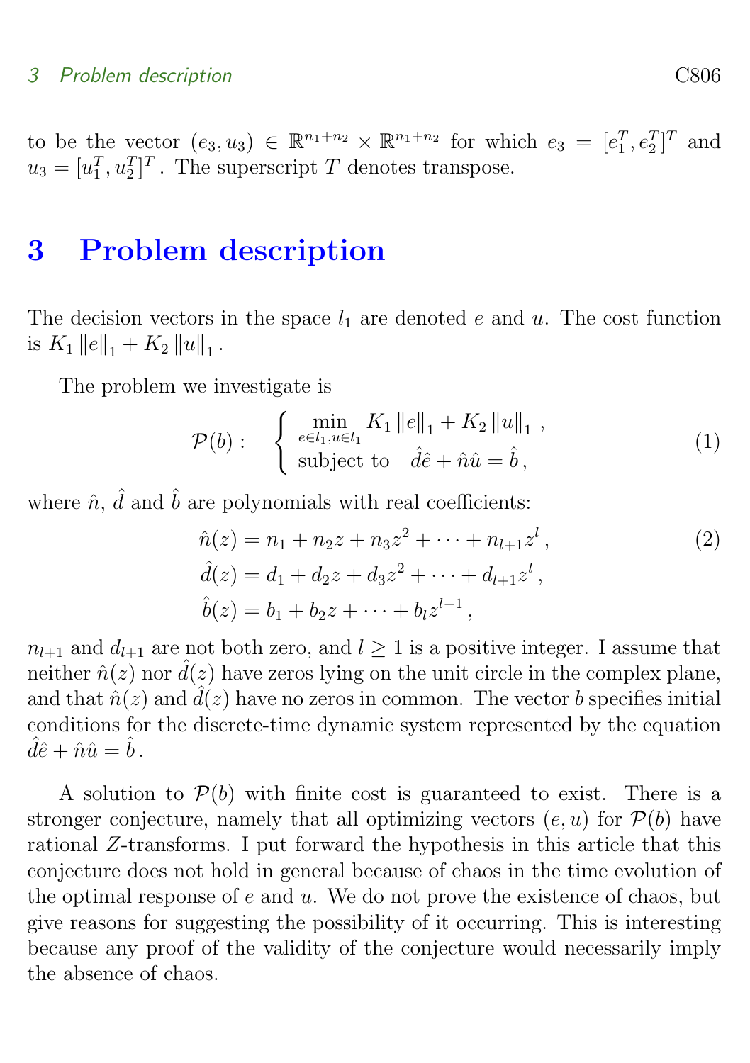to be the vector $(e_3, u_3) \in \mathbb{R}^{n_1+n_2} \times \mathbb{R}^{n_1+n_2}$ for which $e_3 = [e_1^T, e_2^T]^T$ and $u_3 = [u_1^T, u_2^T]^T$. The superscript $T$ denotes transpose.

# 3 Problem description

The decision vectors in the space $l_1$ are denoted $e$ and $u$. The cost function is $K_1 \|e\|_1 + K_2 \|u\|_1$.

The problem we investigate is

$$
\mathcal{P}(b): \quad \begin{cases} \min\limits_{e \in l_1, u \in l_1} K_1 \|e\|_1 + K_2 \|u\|_1 \,, \\ \text{subject to} \quad \hat{d}\hat{e} + \hat{n}\hat{u} = \hat{b} \,, \end{cases} \tag{1}
$$

where $\hat{n}$, $\hat{d}$ and $\hat{b}$ are polynomials with real coefficients:

$$
\begin{aligned}
\hat{n}(z) &= n_1 + n_2 z + n_3 z^2 + \cdots + n_{l+1} z^l \,, \\
\hat{d}(z) &= d_1 + d_2 z + d_3 z^2 + \cdots + d_{l+1} z^l \,, \\
\hat{b}(z) &= b_1 + b_2 z + \cdots + b_l z^{l-1} \,,
\end{aligned} \tag{2}
$$

$n_{l+1}$ and $d_{l+1}$ are not both zero, and $l \geq 1$ is a positive integer. I assume that neither $\hat{n}(z)$ nor $\hat{d}(z)$ have zeros lying on the unit circle in the complex plane, and that $\hat{n}(z)$ and $\hat{d}(z)$ have no zeros in common. The vector $b$ specifies initial conditions for the discrete-time dynamic system represented by the equation $\hat{d}\hat{e} + \hat{n}\hat{u} = \hat{b}$.

A solution to $\mathcal{P}(b)$ with finite cost is guaranteed to exist. There is a stronger conjecture, namely that all optimizing vectors $(e, u)$ for $\mathcal{P}(b)$ have rational $Z$-transforms. I put forward the hypothesis in this article that this conjecture does not hold in general because of chaos in the time evolution of the optimal response of $e$ and $u$. We do not prove the existence of chaos, but give reasons for suggesting the possibility of it occurring. This is interesting because any proof of the validity of the conjecture would necessarily imply the absence of chaos.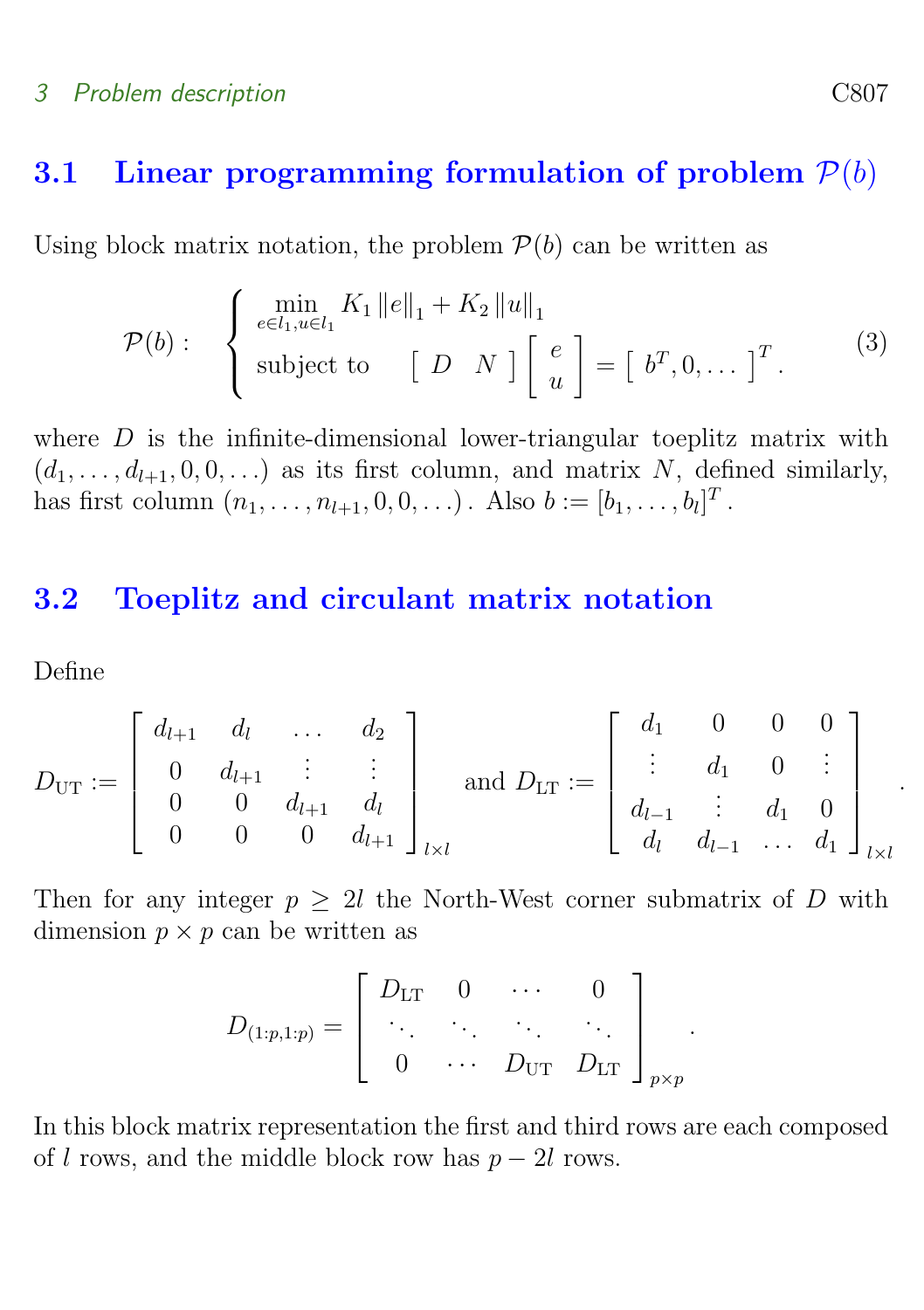## 3.1 Linear programming formulation of problem $\mathcal{P}(b)$

Using block matrix notation, the problem $\mathcal{P}(b)$ can be written as

$$
\mathcal{P}(b): \quad \begin{cases} \min\limits_{e \in l_1, u \in l_1} K_1 \|e\|_1 + K_2 \|u\|_1 \\ \text{subject to} \quad \begin{bmatrix} D & N \end{bmatrix} \begin{bmatrix} e \\ u \end{bmatrix} = \begin{bmatrix} b^T, 0, \ldots \end{bmatrix}^T. \end{cases} \tag{3}
$$

where $D$ is the infinite-dimensional lower-triangular toeplitz matrix with $(d_1, \ldots, d_{l+1}, 0, 0, \ldots)$ as its first column, and matrix $N$, defined similarly, has first column $(n_1, \ldots, n_{l+1}, 0, 0, \ldots)$. Also $b := [b_1, \ldots, b_l]^T$.

## 3.2 Toeplitz and circulant matrix notation

Define

$$
D_{\mathrm{UT}} := \begin{bmatrix} d_{l+1} & d_l & \ldots & d_2 \\ 0 & d_{l+1} & \vdots & \vdots \\ 0 & 0 & d_{l+1} & d_l \\ 0 & 0 & 0 & d_{l+1} \end{bmatrix}_{l \times l} \text{ and } D_{\mathrm{LT}} := \begin{bmatrix} d_1 & 0 & 0 & 0 \\ \vdots & d_1 & 0 & \vdots \\ d_{l-1} & \vdots & d_1 & 0 \\ d_l & d_{l-1} & \ldots & d_1 \end{bmatrix}_{l \times l}.
$$

Then for any integer $p \geq 2l$ the North-West corner submatrix of $D$ with dimension $p \times p$ can be written as

$$
D_{(1:p,1:p)} = \begin{bmatrix} D_{\mathrm{LT}} & 0 & \cdots & 0 \\ \ddots & \ddots & \ddots & \ddots \\ 0 & \cdots & D_{\mathrm{UT}} & D_{\mathrm{LT}} \end{bmatrix}_{p \times p}.
$$

In this block matrix representation the first and third rows are each composed of $l$ rows, and the middle block row has $p - 2l$ rows.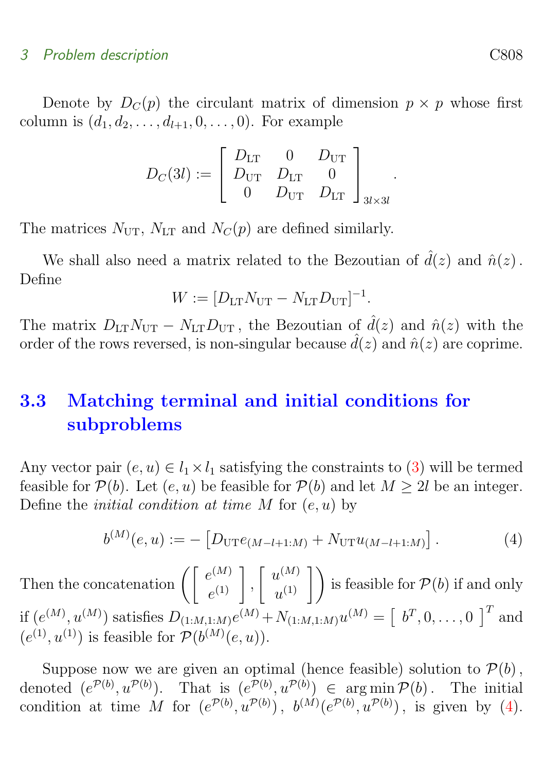Denote by $D_C(p)$ the circulant matrix of dimension $p \times p$ whose first column is $(d_1, d_2, \ldots, d_{l+1}, 0, \ldots, 0)$. For example

$$D_C(3l) := \begin{bmatrix} D_{\text{LT}} & 0 & D_{\text{UT}} \\ D_{\text{UT}} & D_{\text{LT}} & 0 \\ 0 & D_{\text{UT}} & D_{\text{LT}} \end{bmatrix}_{3l \times 3l}.$$

The matrices $N_{\text{UT}}$, $N_{\text{LT}}$ and $N_C(p)$ are defined similarly.

We shall also need a matrix related to the Bezoutian of $\hat{d}(z)$ and $\hat{n}(z)$. Define

$$W := [D_{\text{LT}} N_{\text{UT}} - N_{\text{LT}} D_{\text{UT}}]^{-1}.$$

The matrix $D_{\text{LT}} N_{\text{UT}} - N_{\text{LT}} D_{\text{UT}}$, the Bezoutian of $\hat{d}(z)$ and $\hat{n}(z)$ with the order of the rows reversed, is non-singular because $\hat{d}(z)$ and $\hat{n}(z)$ are coprime.

## 3.3 Matching terminal and initial conditions for subproblems

Any vector pair $(e, u) \in l_1 \times l_1$ satisfying the constraints to (3) will be termed feasible for $\mathcal{P}(b)$. Let $(e, u)$ be feasible for $\mathcal{P}(b)$ and let $M \geq 2l$ be an integer. Define the *initial condition at time $M$* for $(e, u)$ by

$$b^{(M)}(e, u) := -\left[D_{\text{UT}} e_{(M-l+1:M)} + N_{\text{UT}} u_{(M-l+1:M)}\right]. \tag{4}$$

Then the concatenation $\left( \begin{bmatrix} e^{(M)} \\ e^{(1)} \end{bmatrix}, \begin{bmatrix} u^{(M)} \\ u^{(1)} \end{bmatrix} \right)$ is feasible for $\mathcal{P}(b)$ if and only if $(e^{(M)}, u^{(M)})$ satisfies $D_{(1:M,1:M)} e^{(M)} + N_{(1:M,1:M)} u^{(M)} = \left[ \, b^T, 0, \ldots, 0 \, \right]^T$ and $(e^{(1)}, u^{(1)})$ is feasible for $\mathcal{P}(b^{(M)}(e, u))$.

Suppose now we are given an optimal (hence feasible) solution to $\mathcal{P}(b)$, denoted $(e^{\mathcal{P}(b)}, u^{\mathcal{P}(b)})$. That is $(e^{\mathcal{P}(b)}, u^{\mathcal{P}(b)}) \in \arg\min \mathcal{P}(b)$. The initial condition at time $M$ for $(e^{\mathcal{P}(b)}, u^{\mathcal{P}(b)})$, $b^{(M)}(e^{\mathcal{P}(b)}, u^{\mathcal{P}(b)})$, is given by (4).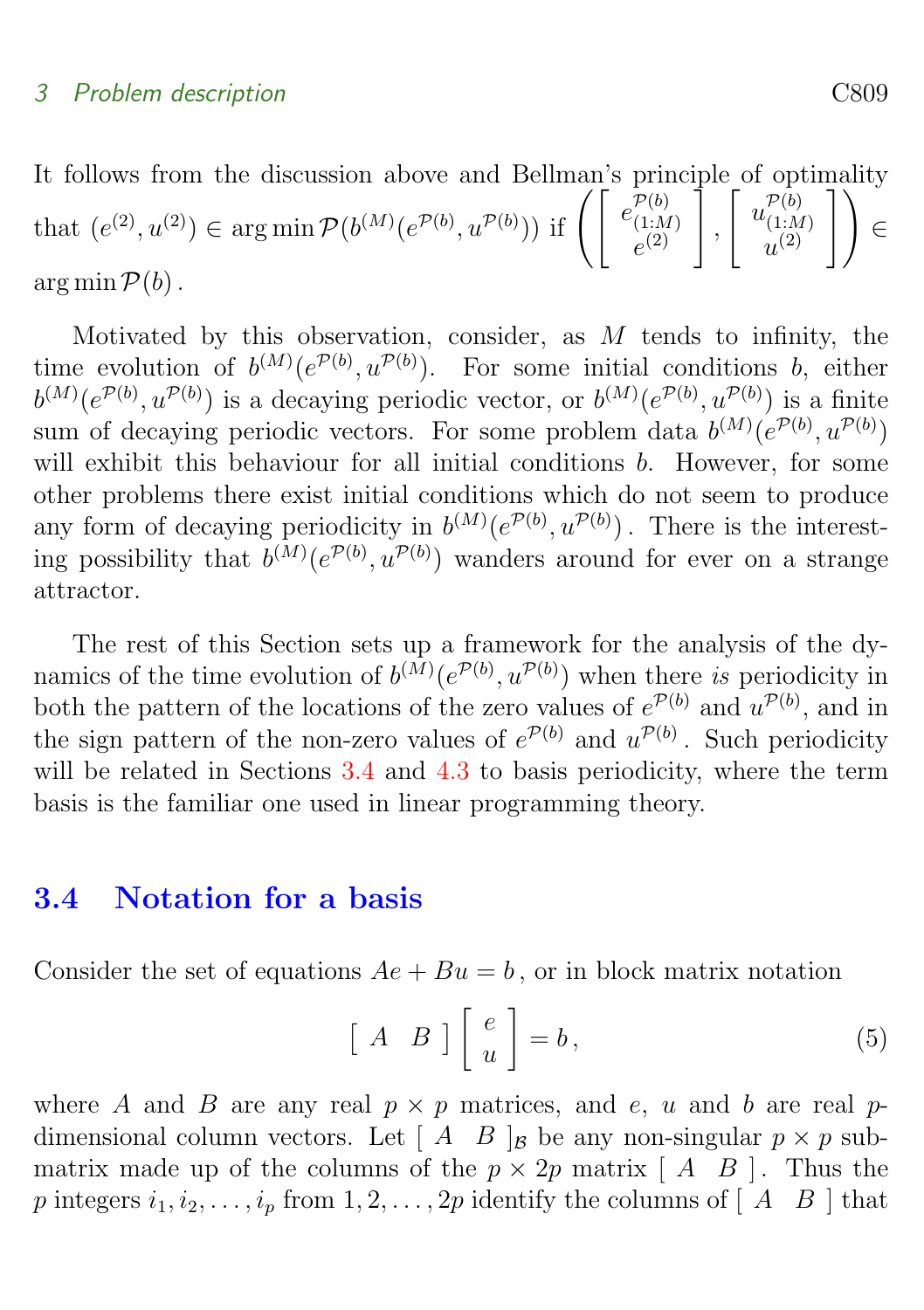It follows from the discussion above and Bellman's principle of optimality that $(e^{(2)}, u^{(2)}) \in \arg\min \mathcal{P}(b^{(M)}(e^{\mathcal{P}(b)}, u^{\mathcal{P}(b)}))$ if $\left( \begin{bmatrix} e^{\mathcal{P}(b)}_{(1:M)} \\ e^{(2)} \end{bmatrix}, \begin{bmatrix} u^{\mathcal{P}(b)}_{(1:M)} \\ u^{(2)} \end{bmatrix} \right) \in \arg\min \mathcal{P}(b)$.

Motivated by this observation, consider, as $M$ tends to infinity, the time evolution of $b^{(M)}(e^{\mathcal{P}(b)}, u^{\mathcal{P}(b)})$. For some initial conditions $b$, either $b^{(M)}(e^{\mathcal{P}(b)}, u^{\mathcal{P}(b)})$ is a decaying periodic vector, or $b^{(M)}(e^{\mathcal{P}(b)}, u^{\mathcal{P}(b)})$ is a finite sum of decaying periodic vectors. For some problem data $b^{(M)}(e^{\mathcal{P}(b)}, u^{\mathcal{P}(b)})$ will exhibit this behaviour for all initial conditions $b$. However, for some other problems there exist initial conditions which do not seem to produce any form of decaying periodicity in $b^{(M)}(e^{\mathcal{P}(b)}, u^{\mathcal{P}(b)})$. There is the interesting possibility that $b^{(M)}(e^{\mathcal{P}(b)}, u^{\mathcal{P}(b)})$ wanders around for ever on a strange attractor.

The rest of this Section sets up a framework for the analysis of the dynamics of the time evolution of $b^{(M)}(e^{\mathcal{P}(b)}, u^{\mathcal{P}(b)})$ when there *is* periodicity in both the pattern of the locations of the zero values of $e^{\mathcal{P}(b)}$ and $u^{\mathcal{P}(b)}$, and in the sign pattern of the non-zero values of $e^{\mathcal{P}(b)}$ and $u^{\mathcal{P}(b)}$. Such periodicity will be related in Sections 3.4 and 4.3 to basis periodicity, where the term basis is the familiar one used in linear programming theory.

## 3.4 Notation for a basis

Consider the set of equations $Ae + Bu = b$, or in block matrix notation

$$\begin{bmatrix} A & B \end{bmatrix} \begin{bmatrix} e \\ u \end{bmatrix} = b\,, \tag{5}$$

where $A$ and $B$ are any real $p \times p$ matrices, and $e$, $u$ and $b$ are real $p$-dimensional column vectors. Let $\begin{bmatrix} A & B \end{bmatrix}_{\mathcal{B}}$ be any non-singular $p \times p$ submatrix made up of the columns of the $p \times 2p$ matrix $\begin{bmatrix} A & B \end{bmatrix}$. Thus the $p$ integers $i_1, i_2, \ldots, i_p$ from $1, 2, \ldots, 2p$ identify the columns of $\begin{bmatrix} A & B \end{bmatrix}$ that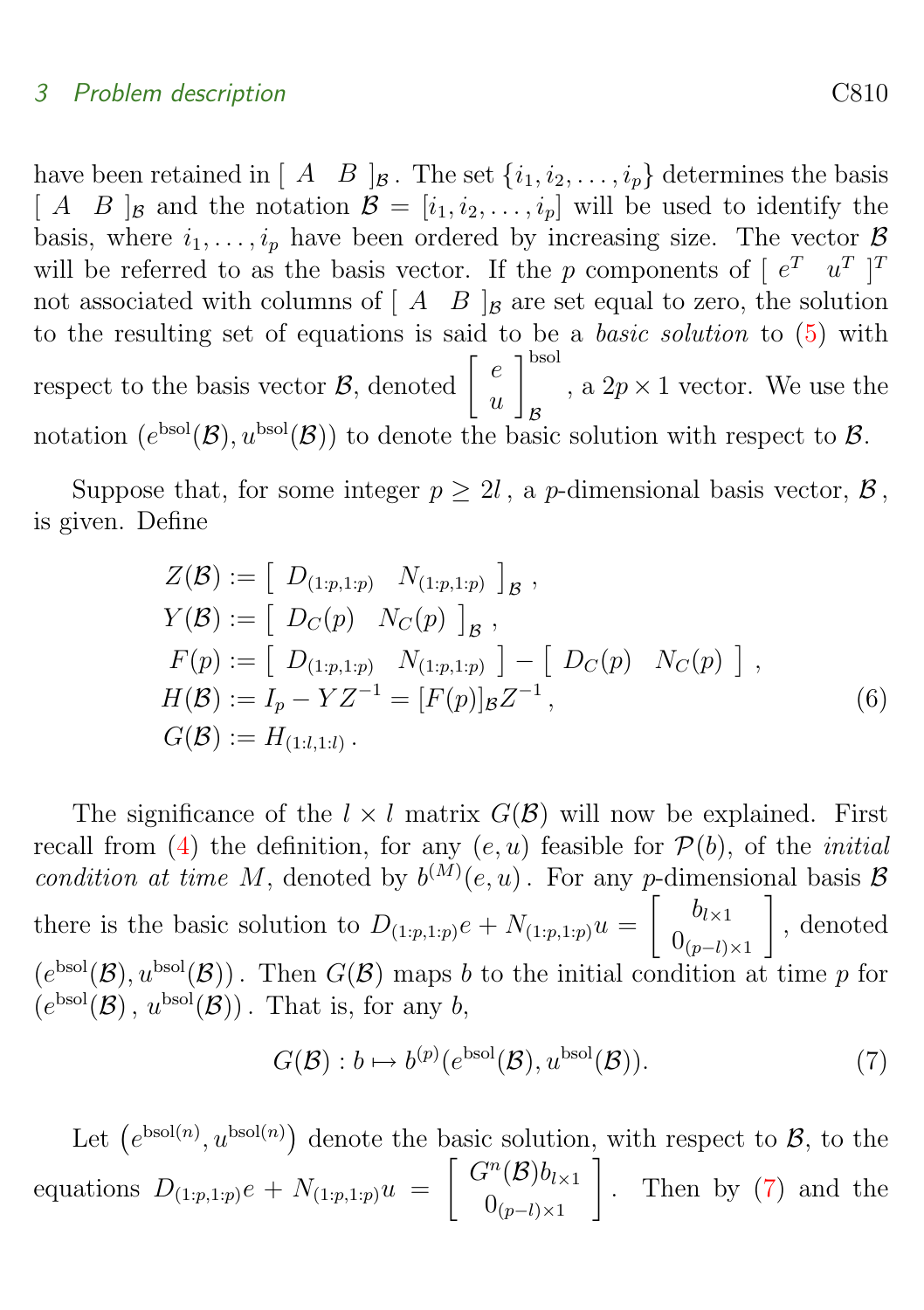have been retained in $[\,A \quad B\,]_{\mathcal{B}}$. The set $\{i_1, i_2, \ldots, i_p\}$ determines the basis $[\,A \quad B\,]_{\mathcal{B}}$ and the notation $\mathcal{B} = [i_1, i_2, \ldots, i_p]$ will be used to identify the basis, where $i_1, \ldots, i_p$ have been ordered by increasing size. The vector $\mathcal{B}$ will be referred to as the basis vector. If the $p$ components of $[\,e^T \quad u^T\,]^T$ not associated with columns of $[\,A \quad B\,]_{\mathcal{B}}$ are set equal to zero, the solution to the resulting set of equations is said to be a *basic solution* to (5) with respect to the basis vector $\mathcal{B}$, denoted $\begin{bmatrix} e \\ u \end{bmatrix}_{\mathcal{B}}^{\mathrm{bsol}}$, a $2p \times 1$ vector. We use the notation $(e^{\mathrm{bsol}}(\mathcal{B}), u^{\mathrm{bsol}}(\mathcal{B}))$ to denote the basic solution with respect to $\mathcal{B}$.

Suppose that, for some integer $p \geq 2l$, a $p$-dimensional basis vector, $\mathcal{B}$, is given. Define

$$
\begin{aligned}
Z(\mathcal{B}) &:= \begin{bmatrix} D_{(1:p,1:p)} & N_{(1:p,1:p)} \end{bmatrix}_{\mathcal{B}}, \\
Y(\mathcal{B}) &:= \begin{bmatrix} D_C(p) & N_C(p) \end{bmatrix}_{\mathcal{B}}, \\
F(p) &:= \begin{bmatrix} D_{(1:p,1:p)} & N_{(1:p,1:p)} \end{bmatrix} - \begin{bmatrix} D_C(p) & N_C(p) \end{bmatrix}, \\
H(\mathcal{B}) &:= I_p - YZ^{-1} = [F(p)]_{\mathcal{B}} Z^{-1}, \\
G(\mathcal{B}) &:= H_{(1:l,1:l)}.
\end{aligned} \tag{6}
$$

The significance of the $l \times l$ matrix $G(\mathcal{B})$ will now be explained. First recall from (4) the definition, for any $(e, u)$ feasible for $\mathcal{P}(b)$, of the *initial condition at time $M$*, denoted by $b^{(M)}(e, u)$. For any $p$-dimensional basis $\mathcal{B}$ there is the basic solution to $D_{(1:p,1:p)} e + N_{(1:p,1:p)} u = \begin{bmatrix} b_{l \times 1} \\ 0_{(p-l) \times 1} \end{bmatrix}$, denoted $(e^{\mathrm{bsol}}(\mathcal{B}), u^{\mathrm{bsol}}(\mathcal{B}))$. Then $G(\mathcal{B})$ maps $b$ to the initial condition at time $p$ for $(e^{\mathrm{bsol}}(\mathcal{B}), u^{\mathrm{bsol}}(\mathcal{B}))$. That is, for any $b$,

$$
G(\mathcal{B}) : b \mapsto b^{(p)}(e^{\mathrm{bsol}}(\mathcal{B}), u^{\mathrm{bsol}}(\mathcal{B})). \tag{7}
$$

Let $\left(e^{\mathrm{bsol}(n)}, u^{\mathrm{bsol}(n)}\right)$ denote the basic solution, with respect to $\mathcal{B}$, to the equations $D_{(1:p,1:p)} e + N_{(1:p,1:p)} u = \begin{bmatrix} G^n(\mathcal{B}) b_{l \times 1} \\ 0_{(p-l) \times 1} \end{bmatrix}$. Then by (7) and the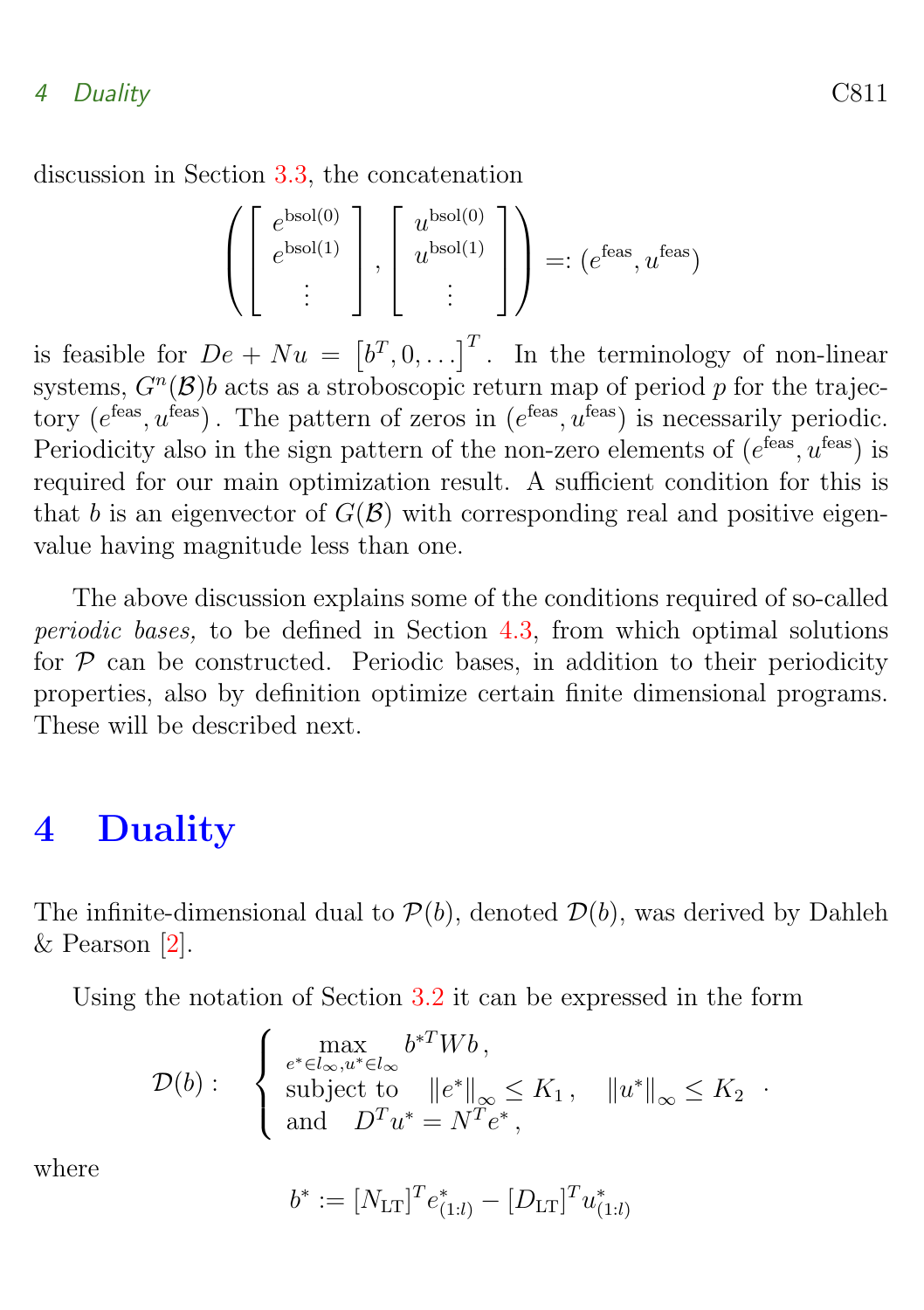discussion in Section 3.3, the concatenation

$$\left( \begin{bmatrix} e^{\text{bsol}(0)} \\ e^{\text{bsol}(1)} \\ \vdots \end{bmatrix}, \begin{bmatrix} u^{\text{bsol}(0)} \\ u^{\text{bsol}(1)} \\ \vdots \end{bmatrix} \right) =: (e^{\text{feas}}, u^{\text{feas}})$$

is feasible for $De + Nu = \left[b^T, 0, \ldots\right]^T$. In the terminology of non-linear systems, $G^n(\mathcal{B})b$ acts as a stroboscopic return map of period $p$ for the trajectory $(e^{\text{feas}}, u^{\text{feas}})$. The pattern of zeros in $(e^{\text{feas}}, u^{\text{feas}})$ is necessarily periodic. Periodicity also in the sign pattern of the non-zero elements of $(e^{\text{feas}}, u^{\text{feas}})$ is required for our main optimization result. A sufficient condition for this is that $b$ is an eigenvector of $G(\mathcal{B})$ with corresponding real and positive eigenvalue having magnitude less than one.

The above discussion explains some of the conditions required of so-called *periodic bases,* to be defined in Section 4.3, from which optimal solutions for $\mathcal{P}$ can be constructed. Periodic bases, in addition to their periodicity properties, also by definition optimize certain finite dimensional programs. These will be described next.

# 4 Duality

The infinite-dimensional dual to $\mathcal{P}(b)$, denoted $\mathcal{D}(b)$, was derived by Dahleh & Pearson [2].

Using the notation of Section 3.2 it can be expressed in the form

$$\mathcal{D}(b): \quad \begin{cases} \max\limits_{e^* \in l_\infty, u^* \in l_\infty} \; b^{*T} W b\,, \\ \text{subject to} \quad \|e^*\|_\infty \leq K_1\,, \quad \|u^*\|_\infty \leq K_2 \\ \text{and} \quad D^T u^* = N^T e^*\,, \end{cases} \cdot$$

where

$$b^* := [N_{\text{LT}}]^T e^*_{(1:l)} - [D_{\text{LT}}]^T u^*_{(1:l)}$$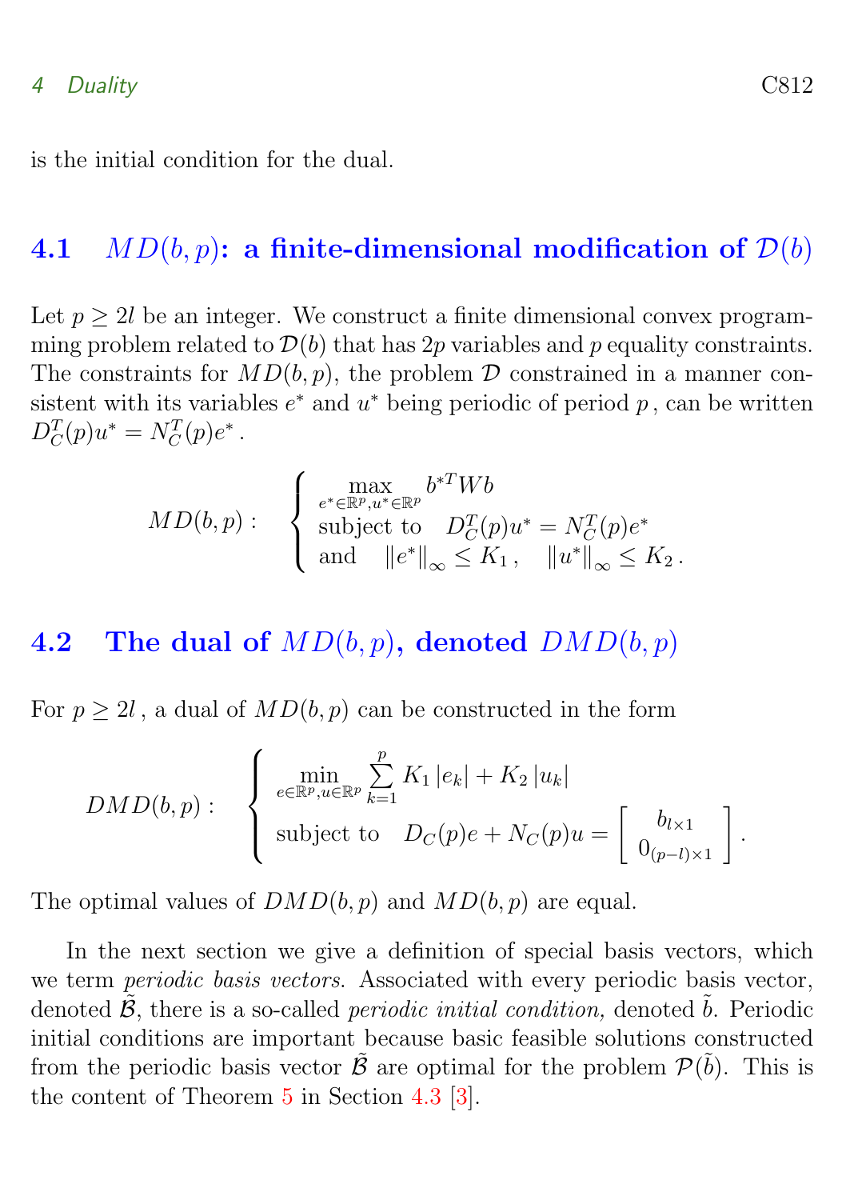is the initial condition for the dual.

## 4.1 $MD(b,p)$: a finite-dimensional modification of $\mathcal{D}(b)$

Let $p \geq 2l$ be an integer. We construct a finite dimensional convex programming problem related to $\mathcal{D}(b)$ that has $2p$ variables and $p$ equality constraints. The constraints for $MD(b,p)$, the problem $\mathcal{D}$ constrained in a manner consistent with its variables $e^*$ and $u^*$ being periodic of period $p$, can be written $D_C^T(p)u^* = N_C^T(p)e^*$.

$$
MD(b,p): \quad \begin{cases} \displaystyle\max_{e^* \in \mathbb{R}^p, u^* \in \mathbb{R}^p} b^{*T} W b \\ \text{subject to} \quad D_C^T(p)u^* = N_C^T(p)e^* \\ \text{and} \quad \|e^*\|_\infty \leq K_1\,, \quad \|u^*\|_\infty \leq K_2\,. \end{cases}
$$

## 4.2 The dual of $MD(b,p)$, denoted $DMD(b,p)$

For $p \geq 2l$, a dual of $MD(b,p)$ can be constructed in the form

$$
DMD(b,p): \quad \begin{cases} \displaystyle\min_{e \in \mathbb{R}^p, u \in \mathbb{R}^p} \sum_{k=1}^{p} K_1 |e_k| + K_2 |u_k| \\ \text{subject to} \quad D_C(p)e + N_C(p)u = \begin{bmatrix} b_{l \times 1} \\ 0_{(p-l)\times 1} \end{bmatrix}. \end{cases}
$$

The optimal values of $DMD(b,p)$ and $MD(b,p)$ are equal.

In the next section we give a definition of special basis vectors, which we term *periodic basis vectors*. Associated with every periodic basis vector, denoted $\tilde{\mathcal{B}}$, there is a so-called *periodic initial condition,* denoted $\tilde{b}$. Periodic initial conditions are important because basic feasible solutions constructed from the periodic basis vector $\tilde{\mathcal{B}}$ are optimal for the problem $\mathcal{P}(\tilde{b})$. This is the content of Theorem 5 in Section 4.3 [3].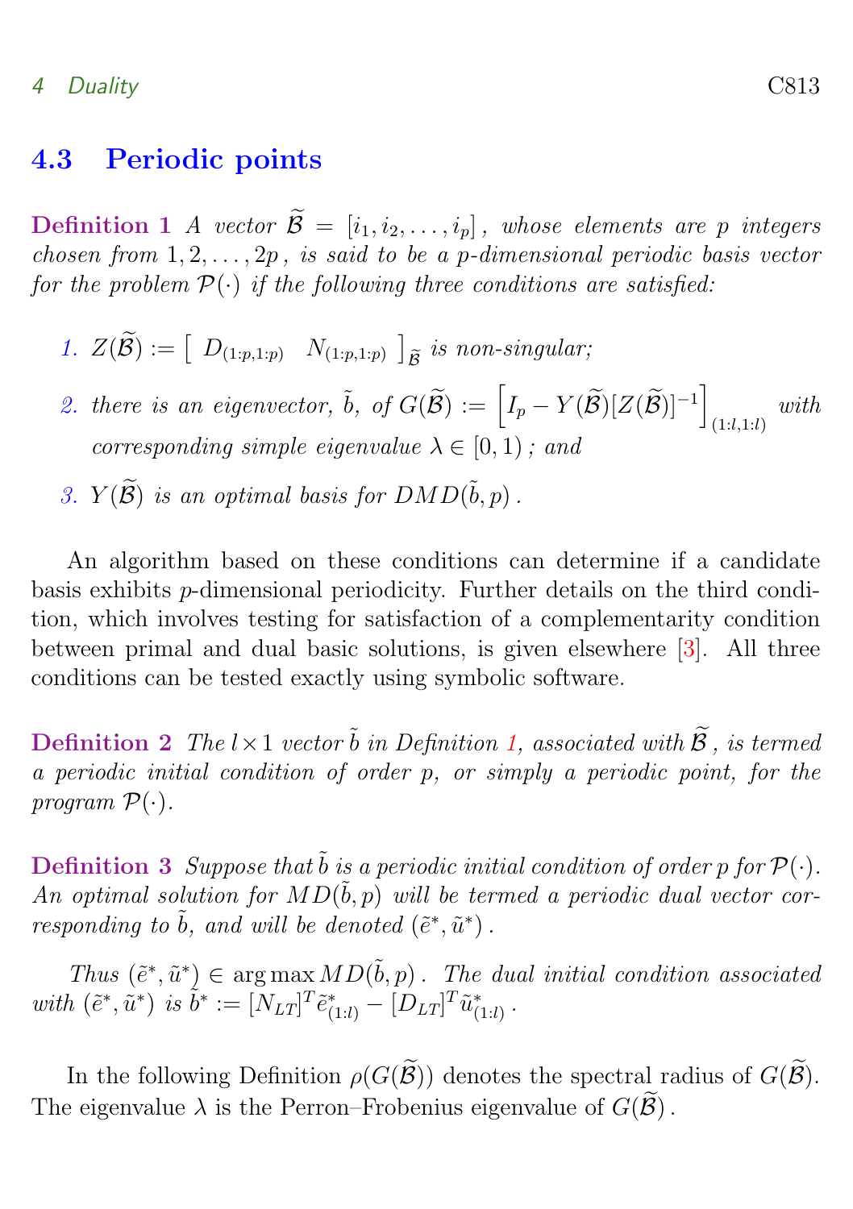### 4.3 Periodic points

**Definition 1** *A vector $\widetilde{\mathcal{B}} = [i_1, i_2, \ldots, i_p]$, whose elements are $p$ integers chosen from $1, 2, \ldots, 2p$, is said to be a $p$-dimensional periodic basis vector for the problem $\mathcal{P}(\cdot)$ if the following three conditions are satisfied:*

1. $Z(\widetilde{\mathcal{B}}) := \left[ \begin{array}{cc} D_{(1:p,1:p)} & N_{(1:p,1:p)} \end{array} \right]_{\widetilde{\mathcal{B}}}$ *is non-singular;*
2. *there is an eigenvector, $\tilde{b}$, of $G(\widetilde{\mathcal{B}}) := \left[ I_p - Y(\widetilde{\mathcal{B}})[Z(\widetilde{\mathcal{B}})]^{-1} \right]_{(1:l,1:l)}$ with corresponding simple eigenvalue $\lambda \in [0, 1)$; and*
3. *$Y(\widetilde{\mathcal{B}})$ is an optimal basis for $DMD(\tilde{b}, p)$.*

An algorithm based on these conditions can determine if a candidate basis exhibits $p$-dimensional periodicity. Further details on the third condition, which involves testing for satisfaction of a complementarity condition between primal and dual basic solutions, is given elsewhere [3]. All three conditions can be tested exactly using symbolic software.

**Definition 2** *The $l \times 1$ vector $\tilde{b}$ in Definition 1, associated with $\widetilde{\mathcal{B}}$, is termed a periodic initial condition of order $p$, or simply a periodic point, for the program $\mathcal{P}(\cdot)$.*

**Definition 3** *Suppose that $\tilde{b}$ is a periodic initial condition of order $p$ for $\mathcal{P}(\cdot)$. An optimal solution for $MD(\tilde{b}, p)$ will be termed a periodic dual vector corresponding to $\tilde{b}$, and will be denoted $(\tilde{e}^*, \tilde{u}^*)$.*

*Thus $(\tilde{e}^*, \tilde{u}^*) \in \arg\max MD(\tilde{b}, p)$. The dual initial condition associated with $(\tilde{e}^*, \tilde{u}^*)$ is $\tilde{b}^* := [N_{LT}]^T \tilde{e}^*_{(1:l)} - [D_{LT}]^T \tilde{u}^*_{(1:l)}$.*

In the following Definition $\rho(G(\widetilde{\mathcal{B}}))$ denotes the spectral radius of $G(\widetilde{\mathcal{B}})$. The eigenvalue $\lambda$ is the Perron–Frobenius eigenvalue of $G(\widetilde{\mathcal{B}})$.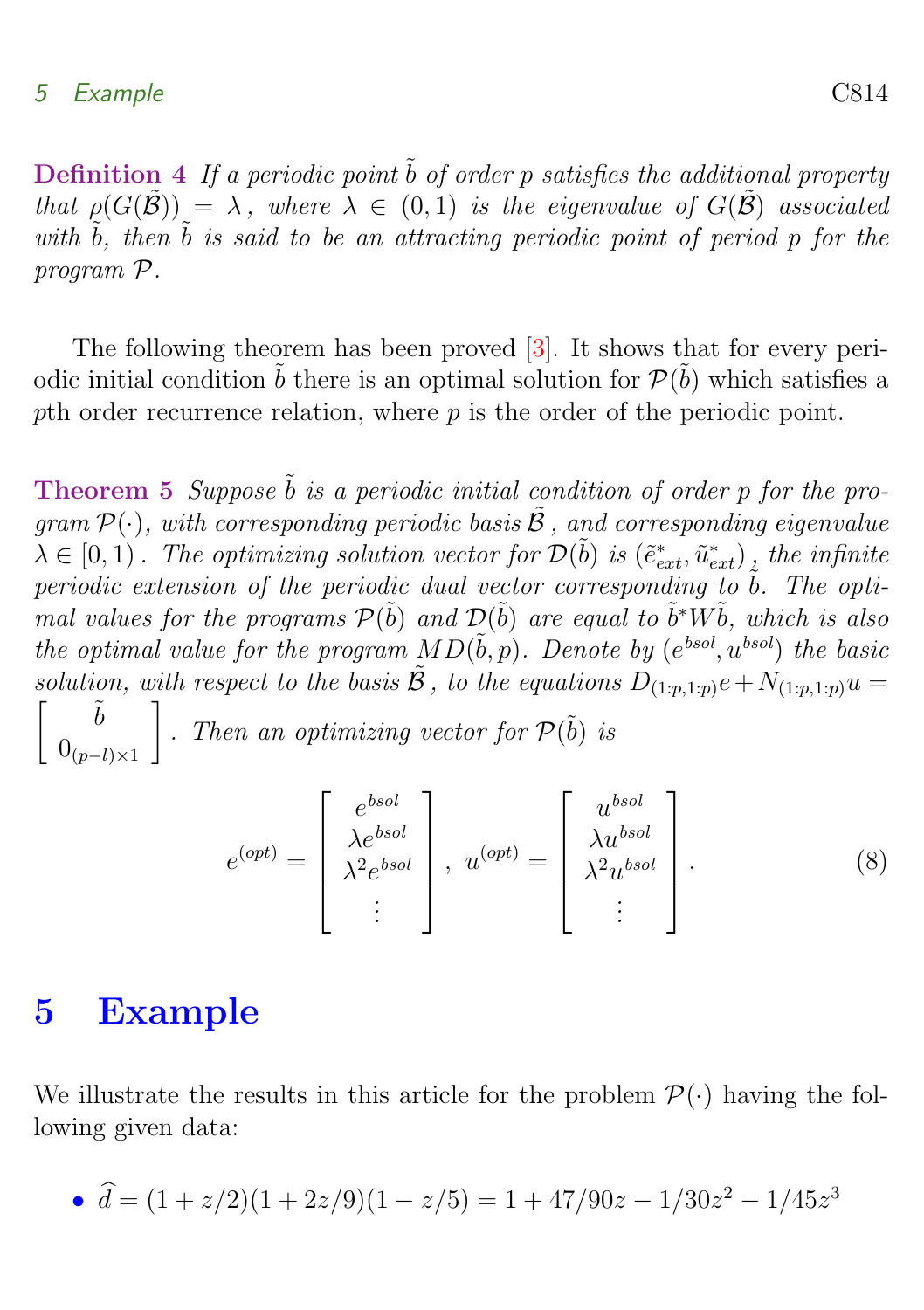**Definition 4** *If a periodic point $\tilde{b}$ of order $p$ satisfies the additional property that $\rho(G(\tilde{\mathcal{B}})) = \lambda$, where $\lambda \in (0,1)$ is the eigenvalue of $G(\tilde{\mathcal{B}})$ associated with $\tilde{b}$, then $\tilde{b}$ is said to be an attracting periodic point of period $p$ for the program $\mathcal{P}$.*

The following theorem has been proved [3]. It shows that for every periodic initial condition $\tilde{b}$ there is an optimal solution for $\mathcal{P}(\tilde{b})$ which satisfies a $p$th order recurrence relation, where $p$ is the order of the periodic point.

**Theorem 5** *Suppose $\tilde{b}$ is a periodic initial condition of order $p$ for the program $\mathcal{P}(\cdot)$, with corresponding periodic basis $\tilde{\mathcal{B}}$, and corresponding eigenvalue $\lambda \in [0,1)$. The optimizing solution vector for $\mathcal{D}(\tilde{b})$ is $(\tilde{e}^*_{ext}, \tilde{u}^*_{ext})$, the infinite periodic extension of the periodic dual vector corresponding to $\tilde{b}$. The optimal values for the programs $\mathcal{P}(\tilde{b})$ and $\mathcal{D}(\tilde{b})$ are equal to $\tilde{b}^* W \tilde{b}$, which is also the optimal value for the program $MD(\tilde{b}, p)$. Denote by $(e^{bsol}, u^{bsol})$ the basic solution, with respect to the basis $\tilde{\mathcal{B}}$, to the equations $D_{(1:p,1:p)}e + N_{(1:p,1:p)}u = \begin{bmatrix} \tilde{b} \\ 0_{(p-l)\times 1} \end{bmatrix}$. Then an optimizing vector for $\mathcal{P}(\tilde{b})$ is*

$$e^{(opt)} = \begin{bmatrix} e^{bsol} \\ \lambda e^{bsol} \\ \lambda^2 e^{bsol} \\ \vdots \end{bmatrix}, \; u^{(opt)} = \begin{bmatrix} u^{bsol} \\ \lambda u^{bsol} \\ \lambda^2 u^{bsol} \\ \vdots \end{bmatrix}. \tag{8}$$

## 5 Example

We illustrate the results in this article for the problem $\mathcal{P}(\cdot)$ having the following given data:

- $\widehat{d} = (1 + z/2)(1 + 2z/9)(1 - z/5) = 1 + 47/90z - 1/30z^2 - 1/45z^3$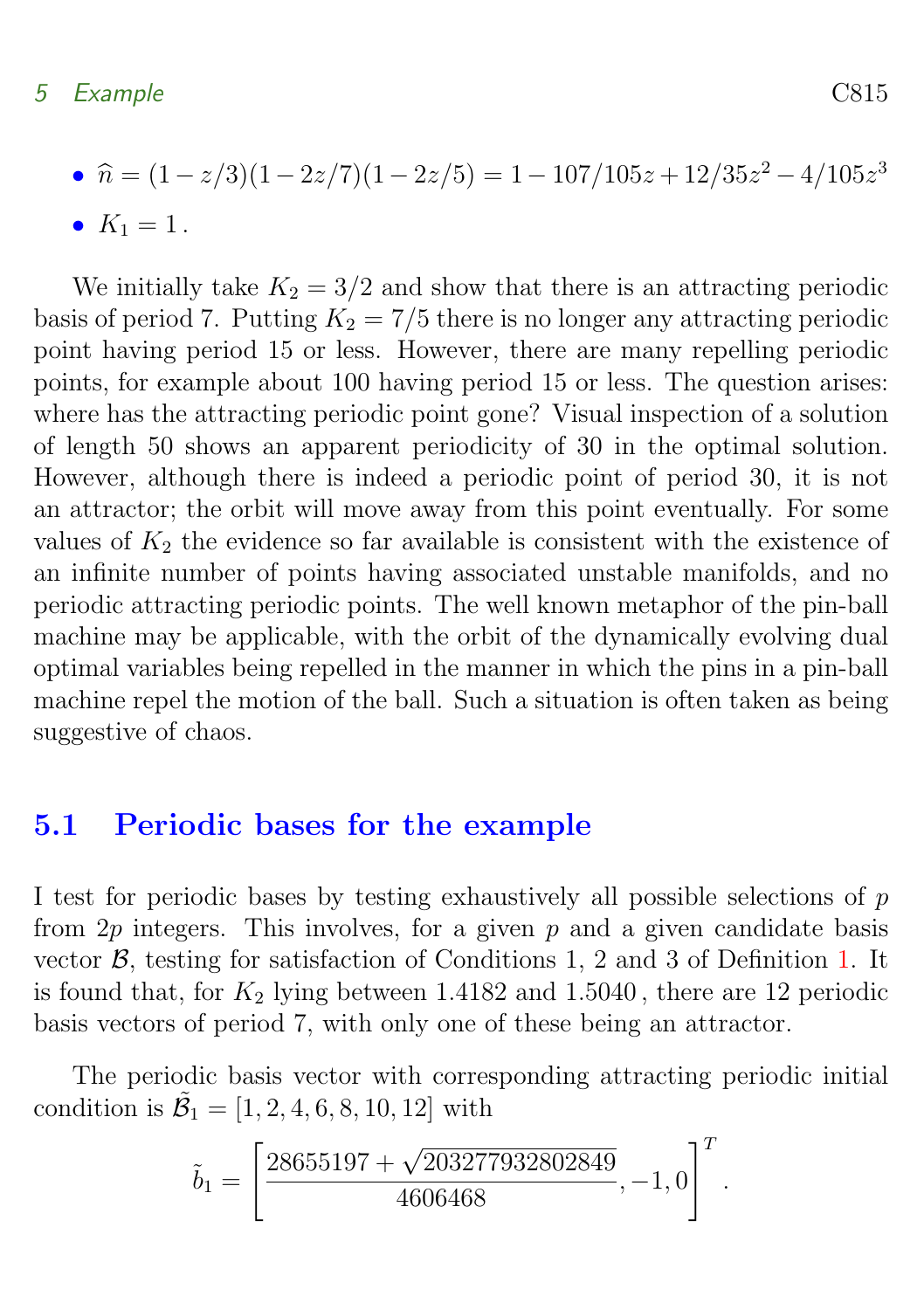- $\widehat{n} = (1 - z/3)(1 - 2z/7)(1 - 2z/5) = 1 - 107/105z + 12/35z^2 - 4/105z^3$
- $K_1 = 1$.

We initially take $K_2 = 3/2$ and show that there is an attracting periodic basis of period 7. Putting $K_2 = 7/5$ there is no longer any attracting periodic point having period 15 or less. However, there are many repelling periodic points, for example about 100 having period 15 or less. The question arises: where has the attracting periodic point gone? Visual inspection of a solution of length 50 shows an apparent periodicity of 30 in the optimal solution. However, although there is indeed a periodic point of period 30, it is not an attractor; the orbit will move away from this point eventually. For some values of $K_2$ the evidence so far available is consistent with the existence of an infinite number of points having associated unstable manifolds, and no periodic attracting periodic points. The well known metaphor of the pin-ball machine may be applicable, with the orbit of the dynamically evolving dual optimal variables being repelled in the manner in which the pins in a pin-ball machine repel the motion of the ball. Such a situation is often taken as being suggestive of chaos.

## 5.1 Periodic bases for the example

I test for periodic bases by testing exhaustively all possible selections of $p$ from $2p$ integers. This involves, for a given $p$ and a given candidate basis vector $\mathcal{B}$, testing for satisfaction of Conditions 1, 2 and 3 of Definition 1. It is found that, for $K_2$ lying between 1.4182 and 1.5040, there are 12 periodic basis vectors of period 7, with only one of these being an attractor.

The periodic basis vector with corresponding attracting periodic initial condition is $\tilde{\mathcal{B}}_1 = [1, 2, 4, 6, 8, 10, 12]$ with

$$\tilde{b}_1 = \left[\frac{28655197 + \sqrt{203277932802849}}{4606468}, -1, 0\right]^T.$$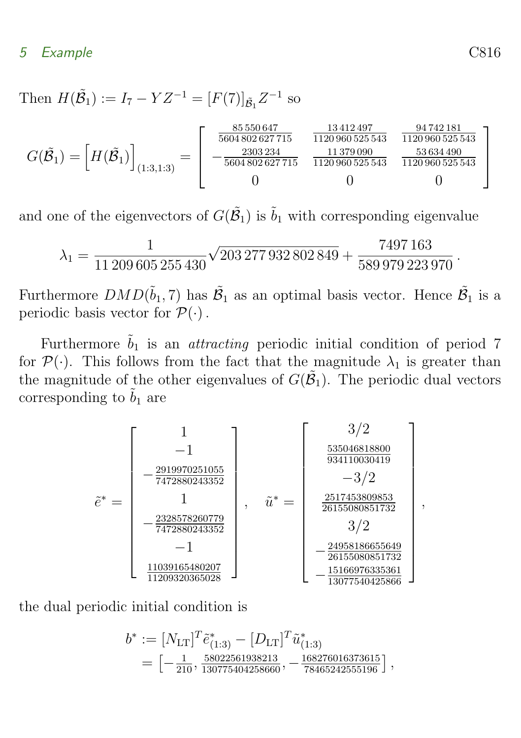Then $H(\tilde{\mathcal{B}}_1) := I_7 - YZ^{-1} = [F(7)]_{\tilde{\mathcal{B}}_1} Z^{-1}$ so

$$G(\tilde{\mathcal{B}}_1) = \left[H(\tilde{\mathcal{B}}_1)\right]_{(1:3,1:3)} = \begin{bmatrix} \frac{85\,550\,647}{5604\,802\,627\,715} & \frac{13\,412\,497}{1120\,960\,525\,543} & \frac{94\,742\,181}{1120\,960\,525\,543} \\ -\frac{2303\,234}{5604\,802\,627\,715} & \frac{11\,379\,090}{1120\,960\,525\,543} & \frac{53\,634\,490}{1120\,960\,525\,543} \\ 0 & 0 & 0 \end{bmatrix}$$

and one of the eigenvectors of $G(\tilde{\mathcal{B}}_1)$ is $\tilde{b}_1$ with corresponding eigenvalue

$$\lambda_1 = \frac{1}{11\,209\,605\,255\,430}\sqrt{203\,277\,932\,802\,849} + \frac{7497\,163}{589\,979\,223\,970}\,.$$

Furthermore $DMD(\tilde{b}_1, 7)$ has $\tilde{\mathcal{B}}_1$ as an optimal basis vector. Hence $\tilde{\mathcal{B}}_1$ is a periodic basis vector for $\mathcal{P}(\cdot)$.

Furthermore $\tilde{b}_1$ is an *attracting* periodic initial condition of period 7 for $\mathcal{P}(\cdot)$. This follows from the fact that the magnitude $\lambda_1$ is greater than the magnitude of the other eigenvalues of $G(\tilde{\mathcal{B}}_1)$. The periodic dual vectors corresponding to $\tilde{b}_1$ are

$$\tilde{e}^* = \begin{bmatrix} 1 \\ -1 \\ -\frac{2919970251055}{7472880243352} \\ 1 \\ -\frac{2328578260779}{7472880243352} \\ -1 \\ \frac{11039165480207}{11209320365028} \end{bmatrix}, \quad \tilde{u}^* = \begin{bmatrix} 3/2 \\ \frac{535046818800}{934110030419} \\ -3/2 \\ \frac{2517453809853}{26155080851732} \\ 3/2 \\ -\frac{24958186655649}{26155080851732} \\ -\frac{15166976335361}{13077540425866} \end{bmatrix},$$

the dual periodic initial condition is

$$\begin{aligned} b^* &:= [N_{\text{LT}}]^T \tilde{e}^*_{(1:3)} - [D_{\text{LT}}]^T \tilde{u}^*_{(1:3)} \\ &= \left[-\tfrac{1}{210}, \tfrac{58022561938213}{130775404258660}, -\tfrac{168276016373615}{78465242555196}\right], \end{aligned}$$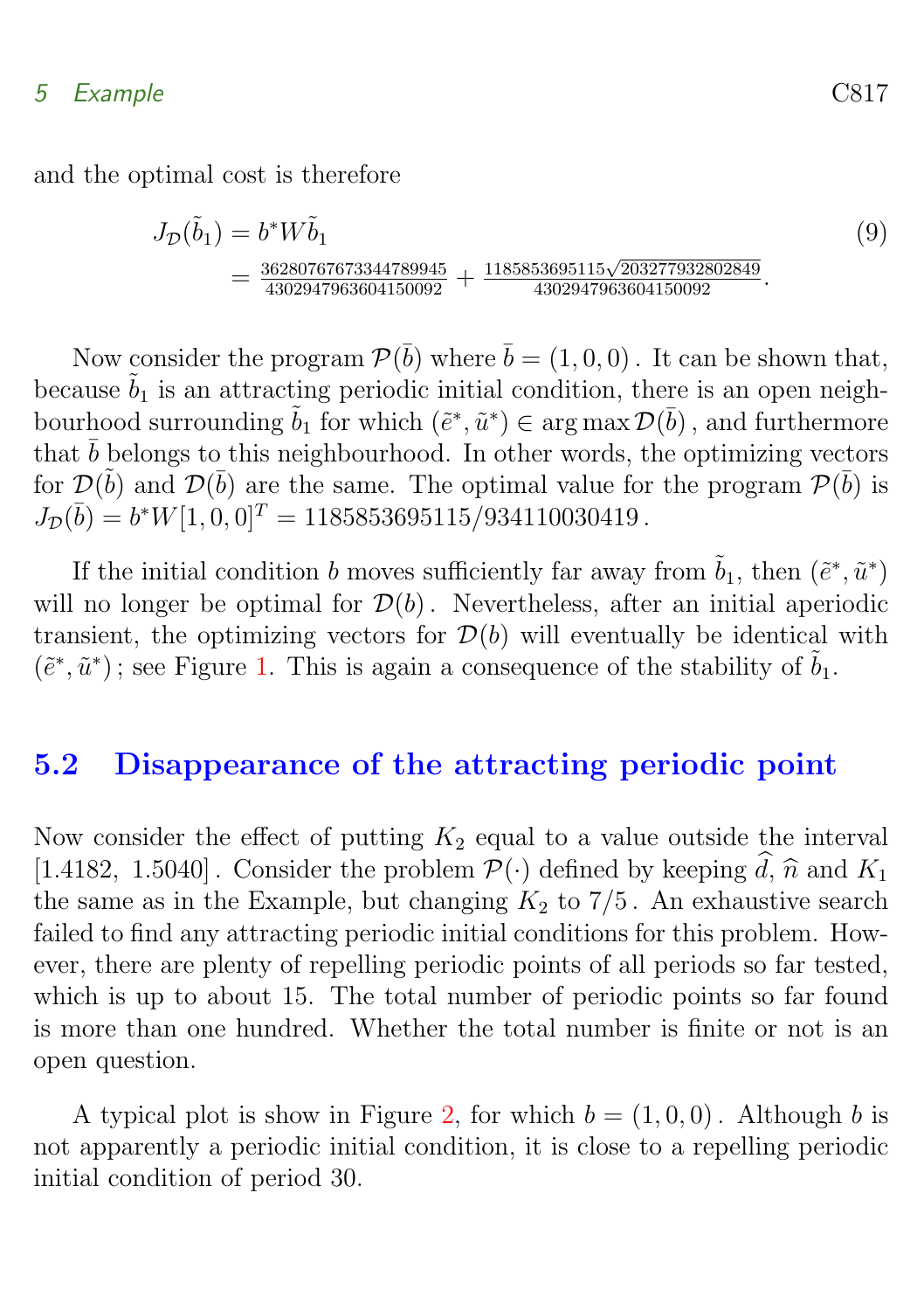and the optimal cost is therefore

$$J_{\mathcal{D}}(\tilde{b}_1) = b^* W \tilde{b}_1 \tag{9}$$
$$= \tfrac{36280767673344789945}{4302947963604150092} + \tfrac{1185853695115\sqrt{203277932802849}}{4302947963604150092}.$$

Now consider the program $\mathcal{P}(\bar{b})$ where $\bar{b} = (1, 0, 0)$. It can be shown that, because $\tilde{b}_1$ is an attracting periodic initial condition, there is an open neighbourhood surrounding $\tilde{b}_1$ for which $(\tilde{e}^*, \tilde{u}^*) \in \arg\max \mathcal{D}(\bar{b})$, and furthermore that $\bar{b}$ belongs to this neighbourhood. In other words, the optimizing vectors for $\mathcal{D}(\tilde{b})$ and $\mathcal{D}(\bar{b})$ are the same. The optimal value for the program $\mathcal{P}(\bar{b})$ is $J_{\mathcal{D}}(\bar{b}) = b^* W [1, 0, 0]^T = 1185853695115/934110030419$.

If the initial condition $b$ moves sufficiently far away from $\tilde{b}_1$, then $(\tilde{e}^*, \tilde{u}^*)$ will no longer be optimal for $\mathcal{D}(b)$. Nevertheless, after an initial aperiodic transient, the optimizing vectors for $\mathcal{D}(b)$ will eventually be identical with $(\tilde{e}^*, \tilde{u}^*)$; see Figure 1. This is again a consequence of the stability of $\tilde{b}_1$.

## 5.2 Disappearance of the attracting periodic point

Now consider the effect of putting $K_2$ equal to a value outside the interval $[1.4182,\ 1.5040]$. Consider the problem $\mathcal{P}(\cdot)$ defined by keeping $\widehat{d}$, $\widehat{n}$ and $K_1$ the same as in the Example, but changing $K_2$ to $7/5$. An exhaustive search failed to find any attracting periodic initial conditions for this problem. However, there are plenty of repelling periodic points of all periods so far tested, which is up to about 15. The total number of periodic points so far found is more than one hundred. Whether the total number is finite or not is an open question.

A typical plot is show in Figure 2, for which $b = (1, 0, 0)$. Although $b$ is not apparently a periodic initial condition, it is close to a repelling periodic initial condition of period 30.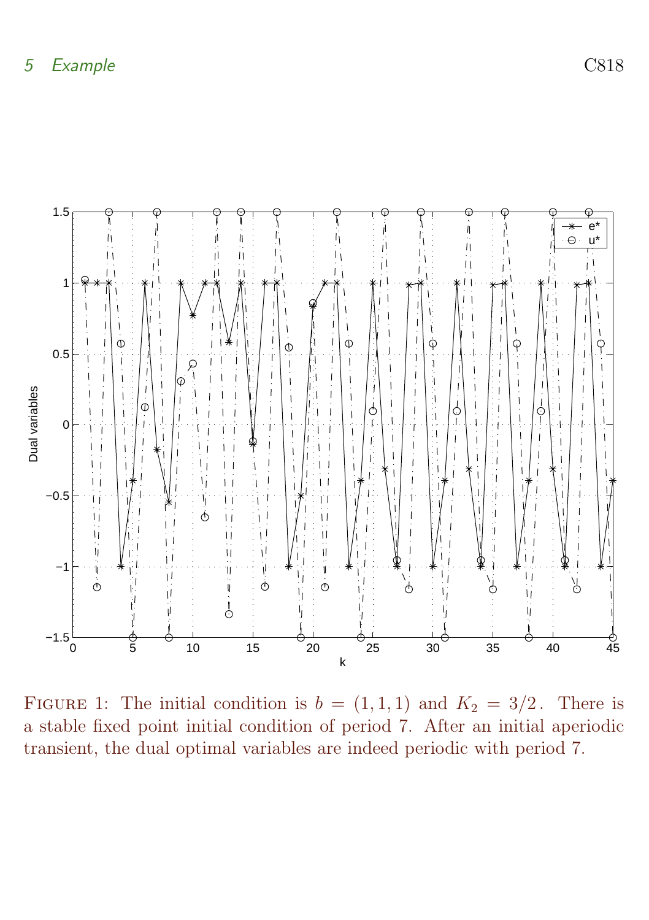Figure 1: The initial condition is $b = (1, 1, 1)$ and $K_2 = 3/2$. There is a stable fixed point initial condition of period 7. After an initial aperiodic transient, the dual optimal variables are indeed periodic with period 7.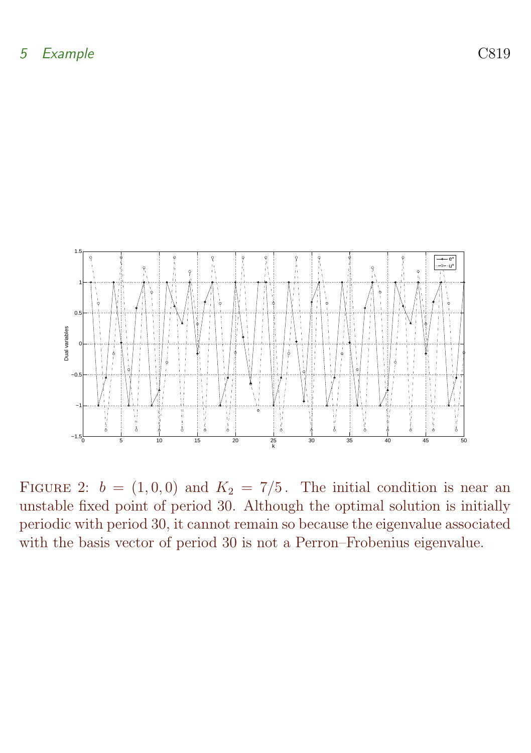Figure 2: $b = (1, 0, 0)$ and $K_2 = 7/5$. The initial condition is near an unstable fixed point of period 30. Although the optimal solution is initially periodic with period 30, it cannot remain so because the eigenvalue associated with the basis vector of period 30 is not a Perron–Frobenius eigenvalue.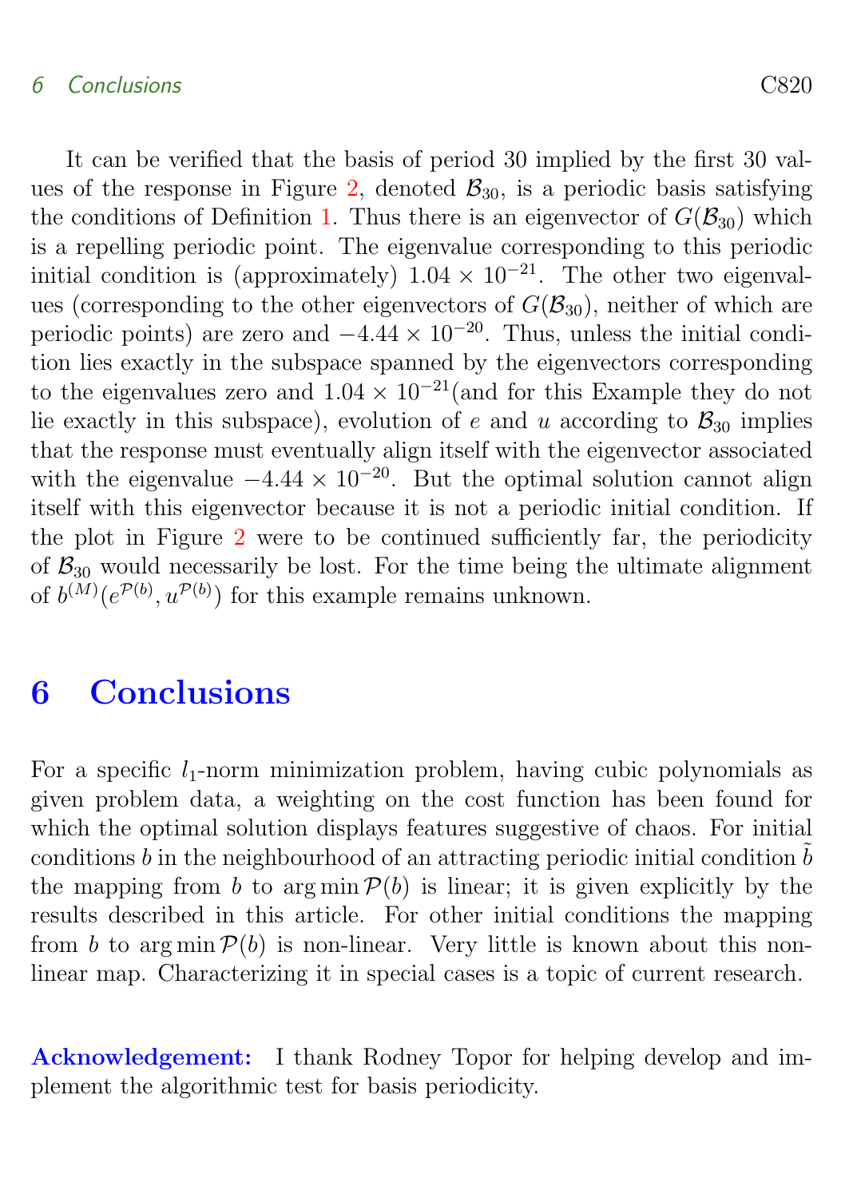It can be verified that the basis of period 30 implied by the first 30 values of the response in Figure 2, denoted $\mathcal{B}_{30}$, is a periodic basis satisfying the conditions of Definition 1. Thus there is an eigenvector of $G(\mathcal{B}_{30})$ which is a repelling periodic point. The eigenvalue corresponding to this periodic initial condition is (approximately) $1.04 \times 10^{-21}$. The other two eigenvalues (corresponding to the other eigenvectors of $G(\mathcal{B}_{30})$, neither of which are periodic points) are zero and $-4.44 \times 10^{-20}$. Thus, unless the initial condition lies exactly in the subspace spanned by the eigenvectors corresponding to the eigenvalues zero and $1.04 \times 10^{-21}$(and for this Example they do not lie exactly in this subspace), evolution of $e$ and $u$ according to $\mathcal{B}_{30}$ implies that the response must eventually align itself with the eigenvector associated with the eigenvalue $-4.44 \times 10^{-20}$. But the optimal solution cannot align itself with this eigenvector because it is not a periodic initial condition. If the plot in Figure 2 were to be continued sufficiently far, the periodicity of $\mathcal{B}_{30}$ would necessarily be lost. For the time being the ultimate alignment of $b^{(M)}(e^{\mathcal{P}(b)}, u^{\mathcal{P}(b)})$ for this example remains unknown.

# 6 Conclusions

For a specific $l_1$-norm minimization problem, having cubic polynomials as given problem data, a weighting on the cost function has been found for which the optimal solution displays features suggestive of chaos. For initial conditions $b$ in the neighbourhood of an attracting periodic initial condition $\tilde{b}$ the mapping from $b$ to $\arg\min \mathcal{P}(b)$ is linear; it is given explicitly by the results described in this article. For other initial conditions the mapping from $b$ to $\arg\min \mathcal{P}(b)$ is non-linear. Very little is known about this non-linear map. Characterizing it in special cases is a topic of current research.

**Acknowledgement:** I thank Rodney Topor for helping develop and implement the algorithmic test for basis periodicity.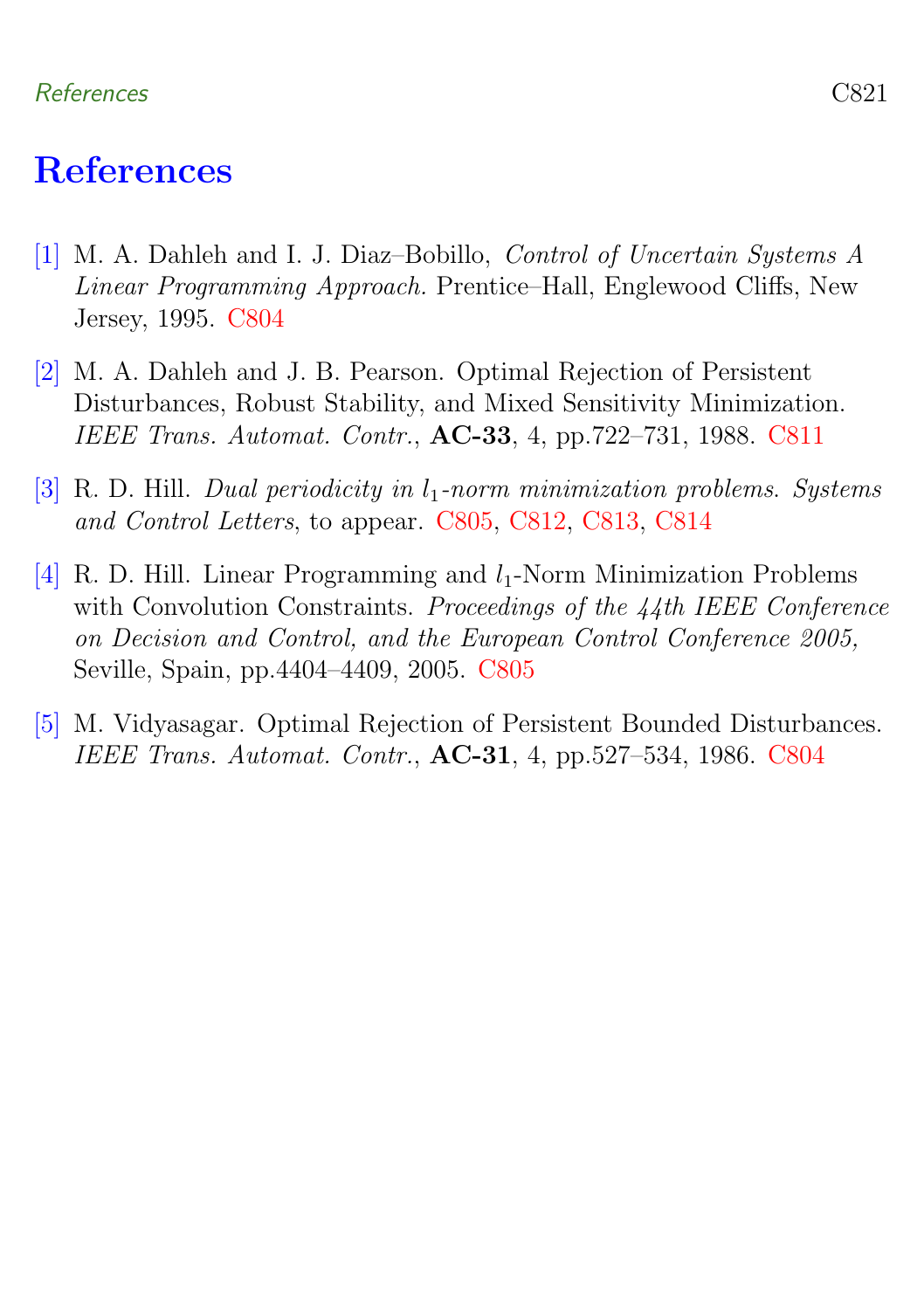# References

[1] M. A. Dahleh and I. J. Diaz–Bobillo, *Control of Uncertain Systems A Linear Programming Approach.* Prentice–Hall, Englewood Cliffs, New Jersey, 1995. C804

[2] M. A. Dahleh and J. B. Pearson. Optimal Rejection of Persistent Disturbances, Robust Stability, and Mixed Sensitivity Minimization. *IEEE Trans. Automat. Contr.*, **AC-33**, 4, pp.722–731, 1988. C811

[3] R. D. Hill. *Dual periodicity in $l_1$-norm minimization problems. Systems and Control Letters*, to appear. C805, C812, C813, C814

[4] R. D. Hill. Linear Programming and $l_1$-Norm Minimization Problems with Convolution Constraints. *Proceedings of the 44th IEEE Conference on Decision and Control, and the European Control Conference 2005,* Seville, Spain, pp.4404–4409, 2005. C805

[5] M. Vidyasagar. Optimal Rejection of Persistent Bounded Disturbances. *IEEE Trans. Automat. Contr.*, **AC-31**, 4, pp.527–534, 1986. C804